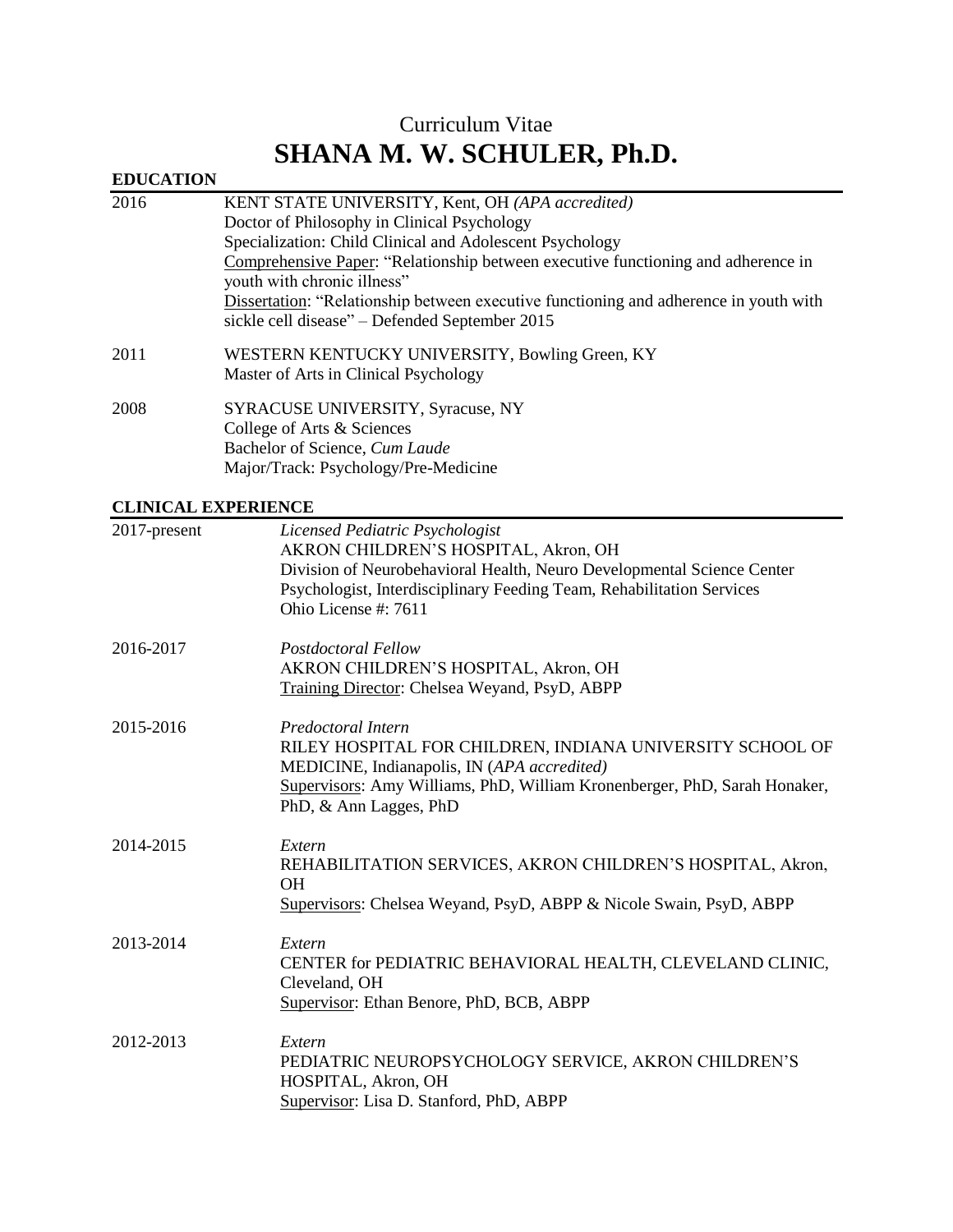Curriculum Vitae

# SHANA M. W. SCHULER, Ph.D.

## EDUCATION

2016 — KENT STATE UNIVERSITY, Kent, OH *(APA accredited)*
Doctor of Philosophy in Clinical Psychology
Specialization: Child Clinical and Adolescent Psychology
Comprehensive Paper: "Relationship between executive functioning and adherence in youth with chronic illness"
Dissertation: "Relationship between executive functioning and adherence in youth with sickle cell disease" – Defended September 2015

2011 — WESTERN KENTUCKY UNIVERSITY, Bowling Green, KY
Master of Arts in Clinical Psychology

2008 — SYRACUSE UNIVERSITY, Syracuse, NY
College of Arts & Sciences
Bachelor of Science, *Cum Laude*
Major/Track: Psychology/Pre-Medicine

## CLINICAL EXPERIENCE

2017-present — *Licensed Pediatric Psychologist*
AKRON CHILDREN'S HOSPITAL, Akron, OH
Division of Neurobehavioral Health, Neuro Developmental Science Center
Psychologist, Interdisciplinary Feeding Team, Rehabilitation Services
Ohio License #: 7611

2016-2017 — *Postdoctoral Fellow*
AKRON CHILDREN'S HOSPITAL, Akron, OH
Training Director: Chelsea Weyand, PsyD, ABPP

2015-2016 — *Predoctoral Intern*
RILEY HOSPITAL FOR CHILDREN, INDIANA UNIVERSITY SCHOOL OF MEDICINE, Indianapolis, IN (*APA accredited)*
Supervisors: Amy Williams, PhD, William Kronenberger, PhD, Sarah Honaker, PhD, & Ann Lagges, PhD

2014-2015 — *Extern*
REHABILITATION SERVICES, AKRON CHILDREN'S HOSPITAL, Akron, OH
Supervisors: Chelsea Weyand, PsyD, ABPP & Nicole Swain, PsyD, ABPP

2013-2014 — *Extern*
CENTER for PEDIATRIC BEHAVIORAL HEALTH, CLEVELAND CLINIC, Cleveland, OH
Supervisor: Ethan Benore, PhD, BCB, ABPP

2012-2013 — *Extern*
PEDIATRIC NEUROPSYCHOLOGY SERVICE, AKRON CHILDREN'S HOSPITAL, Akron, OH
Supervisor: Lisa D. Stanford, PhD, ABPP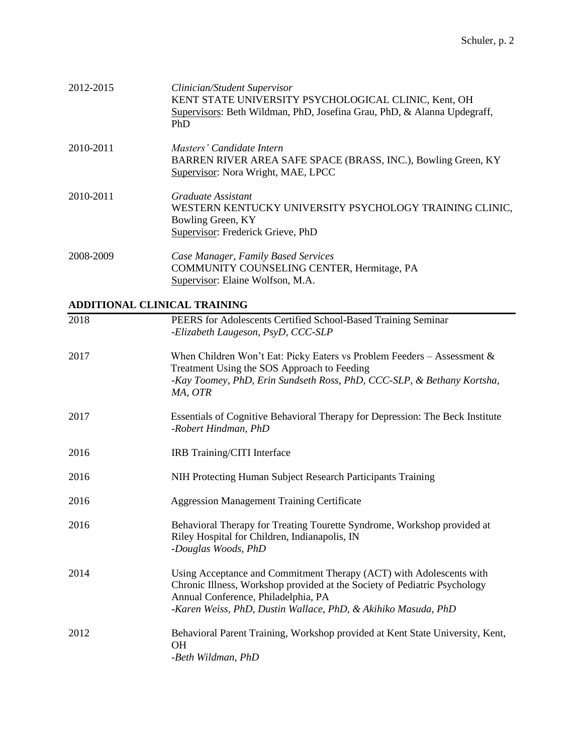2012-2015 — *Clinician/Student Supervisor*
KENT STATE UNIVERSITY PSYCHOLOGICAL CLINIC, Kent, OH
Supervisors: Beth Wildman, PhD, Josefina Grau, PhD, & Alanna Updegraff, PhD

2010-2011 — *Masters' Candidate Intern*
BARREN RIVER AREA SAFE SPACE (BRASS, INC.), Bowling Green, KY
Supervisor: Nora Wright, MAE, LPCC

2010-2011 — *Graduate Assistant*
WESTERN KENTUCKY UNIVERSITY PSYCHOLOGY TRAINING CLINIC, Bowling Green, KY
Supervisor: Frederick Grieve, PhD

2008-2009 — *Case Manager, Family Based Services*
COMMUNITY COUNSELING CENTER, Hermitage, PA
Supervisor: Elaine Wolfson, M.A.

## ADDITIONAL CLINICAL TRAINING

2018 — PEERS for Adolescents Certified School-Based Training Seminar
*-Elizabeth Laugeson, PsyD, CCC-SLP*

2017 — When Children Won't Eat: Picky Eaters vs Problem Feeders – Assessment & Treatment Using the SOS Approach to Feeding
*-Kay Toomey, PhD, Erin Sundseth Ross, PhD, CCC-SLP, & Bethany Kortsha, MA, OTR*

2017 — Essentials of Cognitive Behavioral Therapy for Depression: The Beck Institute
*-Robert Hindman, PhD*

2016 — IRB Training/CITI Interface

2016 — NIH Protecting Human Subject Research Participants Training

2016 — Aggression Management Training Certificate

2016 — Behavioral Therapy for Treating Tourette Syndrome, Workshop provided at Riley Hospital for Children, Indianapolis, IN
*-Douglas Woods, PhD*

2014 — Using Acceptance and Commitment Therapy (ACT) with Adolescents with Chronic Illness, Workshop provided at the Society of Pediatric Psychology Annual Conference, Philadelphia, PA
*-Karen Weiss, PhD, Dustin Wallace, PhD, & Akihiko Masuda, PhD*

2012 — Behavioral Parent Training, Workshop provided at Kent State University, Kent, OH
*-Beth Wildman, PhD*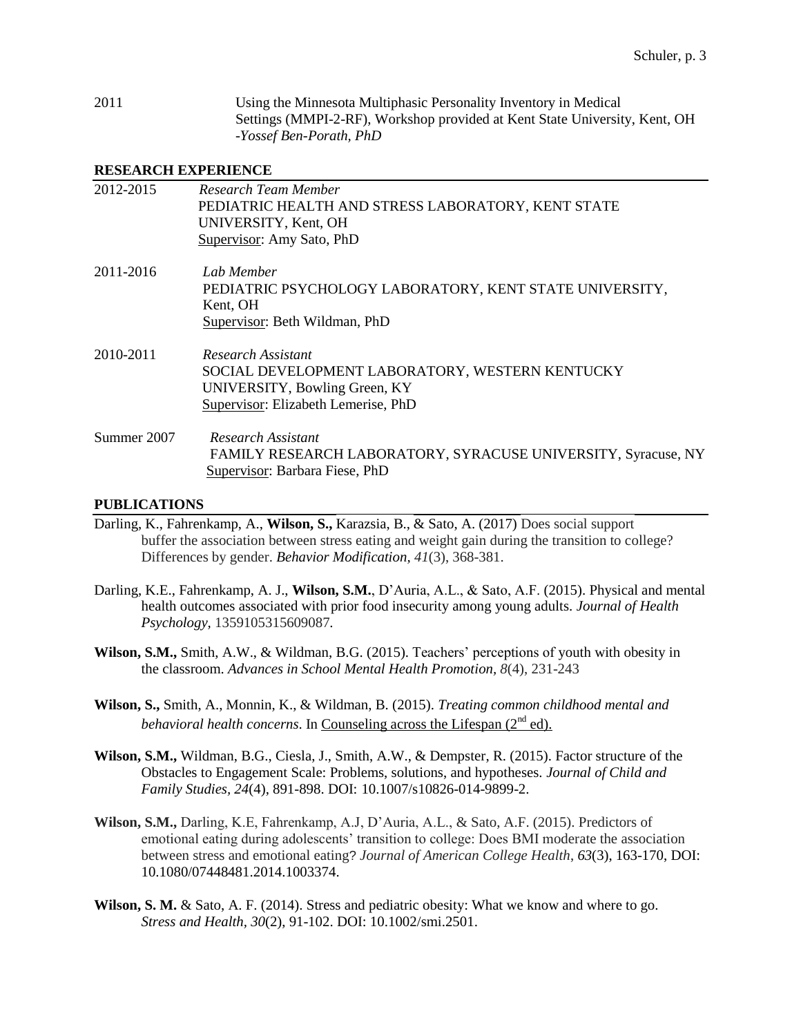2011 Using the Minnesota Multiphasic Personality Inventory in Medical Settings (MMPI-2-RF), Workshop provided at Kent State University, Kent, OH
*-Yossef Ben-Porath, PhD*

## RESEARCH EXPERIENCE

2012-2015 *Research Team Member*
PEDIATRIC HEALTH AND STRESS LABORATORY, KENT STATE UNIVERSITY, Kent, OH
Supervisor: Amy Sato, PhD

2011-2016 *Lab Member*
PEDIATRIC PSYCHOLOGY LABORATORY, KENT STATE UNIVERSITY, Kent, OH
Supervisor: Beth Wildman, PhD

2010-2011 *Research Assistant*
SOCIAL DEVELOPMENT LABORATORY, WESTERN KENTUCKY UNIVERSITY, Bowling Green, KY
Supervisor: Elizabeth Lemerise, PhD

Summer 2007 *Research Assistant*
FAMILY RESEARCH LABORATORY, SYRACUSE UNIVERSITY, Syracuse, NY
Supervisor: Barbara Fiese, PhD

## PUBLICATIONS

Darling, K., Fahrenkamp, A., **Wilson, S.,** Karazsia, B., & Sato, A. (2017) Does social support buffer the association between stress eating and weight gain during the transition to college? Differences by gender. *Behavior Modification, 41*(3), 368-381.

Darling, K.E., Fahrenkamp, A. J., **Wilson, S.M.**, D'Auria, A.L., & Sato, A.F. (2015). Physical and mental health outcomes associated with prior food insecurity among young adults. *Journal of Health Psychology*, 1359105315609087.

**Wilson, S.M.,** Smith, A.W., & Wildman, B.G. (2015). Teachers' perceptions of youth with obesity in the classroom. *Advances in School Mental Health Promotion*, *8*(4), 231-243

**Wilson, S.,** Smith, A., Monnin, K., & Wildman, B. (2015). *Treating common childhood mental and behavioral health concerns*. In Counseling across the Lifespan (2nd ed).

**Wilson, S.M.,** Wildman, B.G., Ciesla, J., Smith, A.W., & Dempster, R. (2015). Factor structure of the Obstacles to Engagement Scale: Problems, solutions, and hypotheses. *Journal of Child and Family Studies, 24*(4), 891-898. DOI: 10.1007/s10826-014-9899-2.

**Wilson, S.M.,** Darling, K.E, Fahrenkamp, A.J, D'Auria, A.L., & Sato, A.F. (2015). Predictors of emotional eating during adolescents' transition to college: Does BMI moderate the association between stress and emotional eating? *Journal of American College Health*, *63*(3), 163-170, DOI: 10.1080/07448481.2014.1003374.

**Wilson, S. M.** & Sato, A. F. (2014). Stress and pediatric obesity: What we know and where to go. *Stress and Health, 30*(2), 91-102. DOI: 10.1002/smi.2501.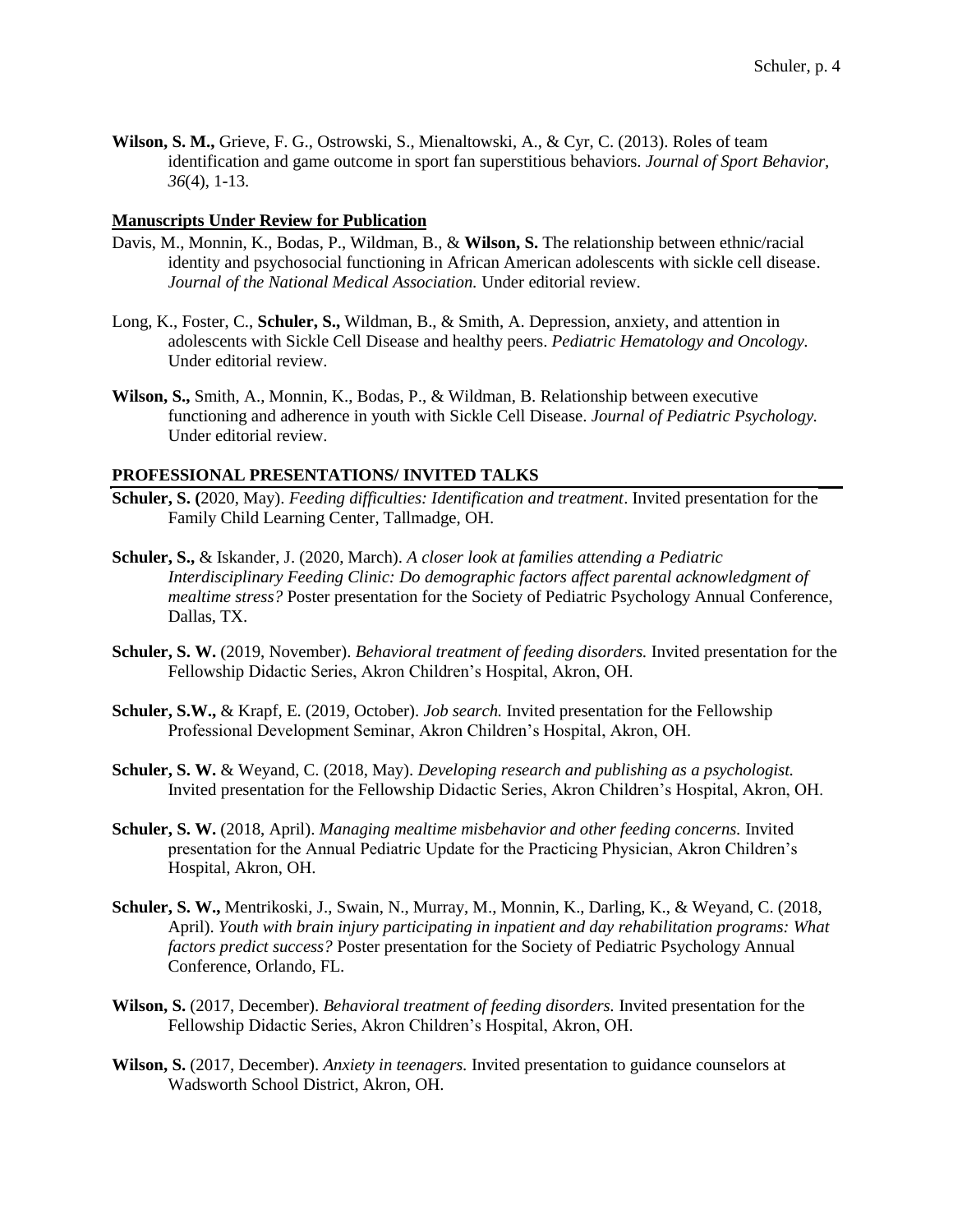**Wilson, S. M.,** Grieve, F. G., Ostrowski, S., Mienaltowski, A., & Cyr, C. (2013). Roles of team identification and game outcome in sport fan superstitious behaviors. *Journal of Sport Behavior, 36*(4), 1-13.

**Manuscripts Under Review for Publication**

Davis, M., Monnin, K., Bodas, P., Wildman, B., & **Wilson, S.** The relationship between ethnic/racial identity and psychosocial functioning in African American adolescents with sickle cell disease. *Journal of the National Medical Association.* Under editorial review.

Long, K., Foster, C., **Schuler, S.,** Wildman, B., & Smith, A. Depression, anxiety, and attention in adolescents with Sickle Cell Disease and healthy peers. *Pediatric Hematology and Oncology.* Under editorial review.

**Wilson, S.,** Smith, A., Monnin, K., Bodas, P., & Wildman, B. Relationship between executive functioning and adherence in youth with Sickle Cell Disease. *Journal of Pediatric Psychology.* Under editorial review.

**PROFESSIONAL PRESENTATIONS/ INVITED TALKS**

**Schuler, S. (**2020, May). *Feeding difficulties: Identification and treatment*. Invited presentation for the Family Child Learning Center, Tallmadge, OH.

**Schuler, S.,** & Iskander, J. (2020, March). *A closer look at families attending a Pediatric Interdisciplinary Feeding Clinic: Do demographic factors affect parental acknowledgment of mealtime stress?* Poster presentation for the Society of Pediatric Psychology Annual Conference, Dallas, TX.

**Schuler, S. W.** (2019, November). *Behavioral treatment of feeding disorders.* Invited presentation for the Fellowship Didactic Series, Akron Children's Hospital, Akron, OH.

**Schuler, S.W.,** & Krapf, E. (2019, October). *Job search.* Invited presentation for the Fellowship Professional Development Seminar, Akron Children's Hospital, Akron, OH.

**Schuler, S. W.** & Weyand, C. (2018, May). *Developing research and publishing as a psychologist.* Invited presentation for the Fellowship Didactic Series, Akron Children's Hospital, Akron, OH.

**Schuler, S. W.** (2018, April). *Managing mealtime misbehavior and other feeding concerns.* Invited presentation for the Annual Pediatric Update for the Practicing Physician, Akron Children's Hospital, Akron, OH.

**Schuler, S. W.,** Mentrikoski, J., Swain, N., Murray, M., Monnin, K., Darling, K., & Weyand, C. (2018, April). *Youth with brain injury participating in inpatient and day rehabilitation programs: What factors predict success?* Poster presentation for the Society of Pediatric Psychology Annual Conference, Orlando, FL.

**Wilson, S.** (2017, December). *Behavioral treatment of feeding disorders.* Invited presentation for the Fellowship Didactic Series, Akron Children's Hospital, Akron, OH.

**Wilson, S.** (2017, December). *Anxiety in teenagers.* Invited presentation to guidance counselors at Wadsworth School District, Akron, OH.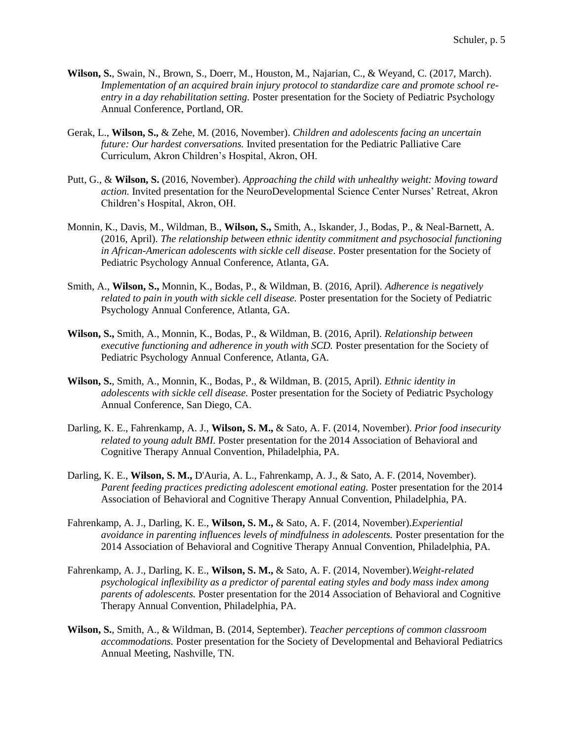**Wilson, S.**, Swain, N., Brown, S., Doerr, M., Houston, M., Najarian, C., & Weyand, C. (2017, March). *Implementation of an acquired brain injury protocol to standardize care and promote school re-entry in a day rehabilitation setting.* Poster presentation for the Society of Pediatric Psychology Annual Conference, Portland, OR.

Gerak, L., **Wilson, S.,** & Zehe, M. (2016, November). *Children and adolescents facing an uncertain future: Our hardest conversations.* Invited presentation for the Pediatric Palliative Care Curriculum, Akron Children's Hospital, Akron, OH.

Putt, G., & **Wilson, S.** (2016, November). *Approaching the child with unhealthy weight: Moving toward action.* Invited presentation for the NeuroDevelopmental Science Center Nurses' Retreat, Akron Children's Hospital, Akron, OH.

Monnin, K., Davis, M., Wildman, B., **Wilson, S.,** Smith, A., Iskander, J., Bodas, P., & Neal-Barnett, A. (2016, April). *The relationship between ethnic identity commitment and psychosocial functioning in African-American adolescents with sickle cell disease*. Poster presentation for the Society of Pediatric Psychology Annual Conference, Atlanta, GA.

Smith, A., **Wilson, S.,** Monnin, K., Bodas, P., & Wildman, B. (2016, April). *Adherence is negatively related to pain in youth with sickle cell disease.* Poster presentation for the Society of Pediatric Psychology Annual Conference, Atlanta, GA.

**Wilson, S.,** Smith, A., Monnin, K., Bodas, P., & Wildman, B. (2016, April). *Relationship between executive functioning and adherence in youth with SCD.* Poster presentation for the Society of Pediatric Psychology Annual Conference, Atlanta, GA.

**Wilson, S.**, Smith, A., Monnin, K., Bodas, P., & Wildman, B. (2015, April). *Ethnic identity in adolescents with sickle cell disease.* Poster presentation for the Society of Pediatric Psychology Annual Conference, San Diego, CA.

Darling, K. E., Fahrenkamp, A. J., **Wilson, S. M.,** & Sato, A. F. (2014, November). *Prior food insecurity related to young adult BMI.* Poster presentation for the 2014 Association of Behavioral and Cognitive Therapy Annual Convention, Philadelphia, PA.

Darling, K. E., **Wilson, S. M.,** D'Auria, A. L., Fahrenkamp, A. J., & Sato, A. F. (2014, November). *Parent feeding practices predicting adolescent emotional eating.* Poster presentation for the 2014 Association of Behavioral and Cognitive Therapy Annual Convention, Philadelphia, PA.

Fahrenkamp, A. J., Darling, K. E., **Wilson, S. M.,** & Sato, A. F. (2014, November).*Experiential avoidance in parenting influences levels of mindfulness in adolescents.* Poster presentation for the 2014 Association of Behavioral and Cognitive Therapy Annual Convention, Philadelphia, PA.

Fahrenkamp, A. J., Darling, K. E., **Wilson, S. M.,** & Sato, A. F. (2014, November).*Weight-related psychological inflexibility as a predictor of parental eating styles and body mass index among parents of adolescents.* Poster presentation for the 2014 Association of Behavioral and Cognitive Therapy Annual Convention, Philadelphia, PA.

**Wilson, S.**, Smith, A., & Wildman, B. (2014, September). *Teacher perceptions of common classroom accommodations.* Poster presentation for the Society of Developmental and Behavioral Pediatrics Annual Meeting, Nashville, TN.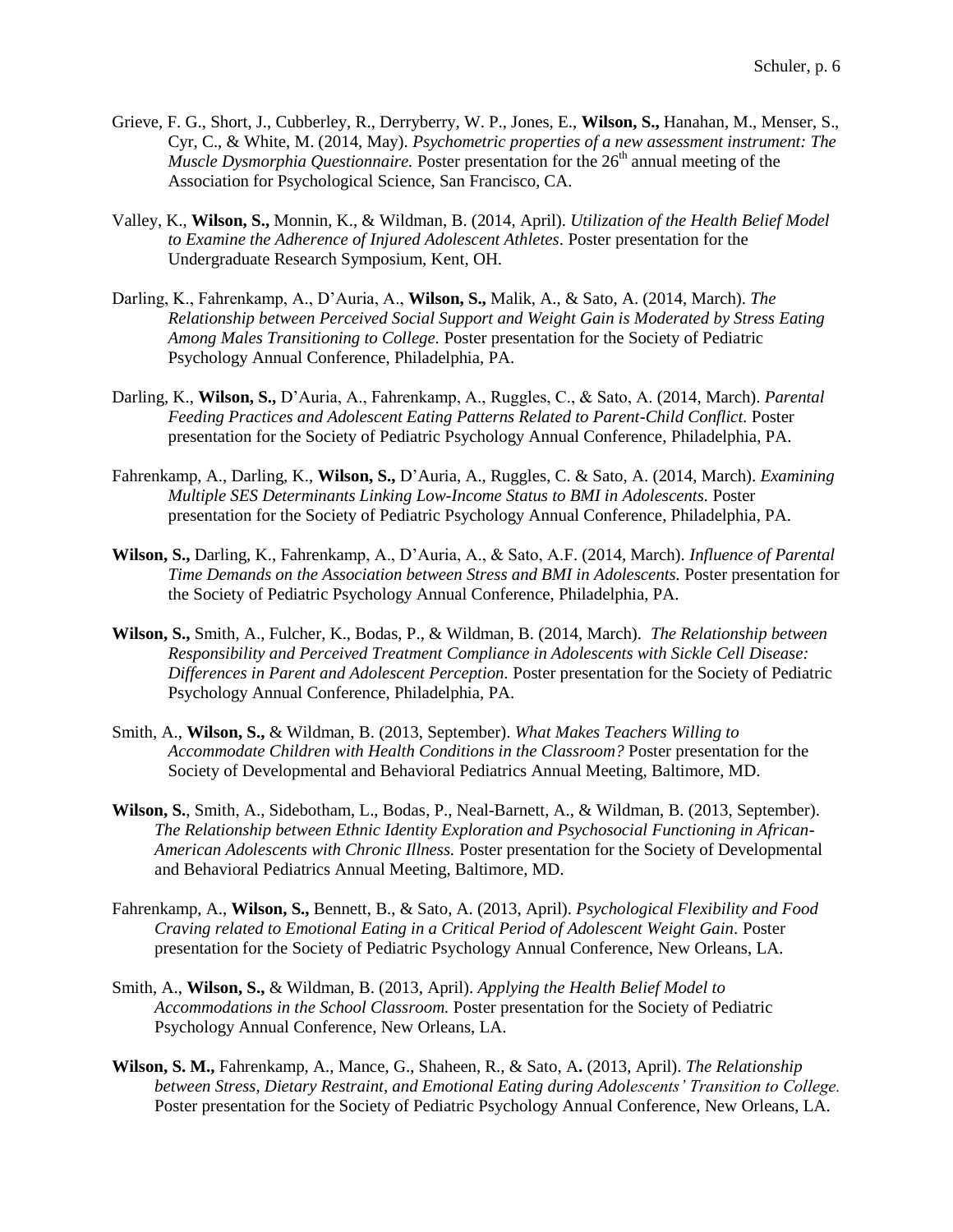Grieve, F. G., Short, J., Cubberley, R., Derryberry, W. P., Jones, E., **Wilson, S.,** Hanahan, M., Menser, S., Cyr, C., & White, M. (2014, May). *Psychometric properties of a new assessment instrument: The Muscle Dysmorphia Questionnaire.* Poster presentation for the 26th annual meeting of the Association for Psychological Science, San Francisco, CA.

Valley, K., **Wilson, S.,** Monnin, K., & Wildman, B. (2014, April). *Utilization of the Health Belief Model to Examine the Adherence of Injured Adolescent Athletes*. Poster presentation for the Undergraduate Research Symposium, Kent, OH.

Darling, K., Fahrenkamp, A., D'Auria, A., **Wilson, S.,** Malik, A., & Sato, A. (2014, March). *The Relationship between Perceived Social Support and Weight Gain is Moderated by Stress Eating Among Males Transitioning to College.* Poster presentation for the Society of Pediatric Psychology Annual Conference, Philadelphia, PA.

Darling, K., **Wilson, S.,** D'Auria, A., Fahrenkamp, A., Ruggles, C., & Sato, A. (2014, March). *Parental Feeding Practices and Adolescent Eating Patterns Related to Parent-Child Conflict.* Poster presentation for the Society of Pediatric Psychology Annual Conference, Philadelphia, PA.

Fahrenkamp, A., Darling, K., **Wilson, S.,** D'Auria, A., Ruggles, C. & Sato, A. (2014, March). *Examining Multiple SES Determinants Linking Low-Income Status to BMI in Adolescents.* Poster presentation for the Society of Pediatric Psychology Annual Conference, Philadelphia, PA.

**Wilson, S.,** Darling, K., Fahrenkamp, A., D'Auria, A., & Sato, A.F. (2014, March). *Influence of Parental Time Demands on the Association between Stress and BMI in Adolescents.* Poster presentation for the Society of Pediatric Psychology Annual Conference, Philadelphia, PA.

**Wilson, S.,** Smith, A., Fulcher, K., Bodas, P., & Wildman, B. (2014, March). *The Relationship between Responsibility and Perceived Treatment Compliance in Adolescents with Sickle Cell Disease: Differences in Parent and Adolescent Perception.* Poster presentation for the Society of Pediatric Psychology Annual Conference, Philadelphia, PA.

Smith, A., **Wilson, S.,** & Wildman, B. (2013, September). *What Makes Teachers Willing to Accommodate Children with Health Conditions in the Classroom?* Poster presentation for the Society of Developmental and Behavioral Pediatrics Annual Meeting, Baltimore, MD.

**Wilson, S.**, Smith, A., Sidebotham, L., Bodas, P., Neal-Barnett, A., & Wildman, B. (2013, September). *The Relationship between Ethnic Identity Exploration and Psychosocial Functioning in African-American Adolescents with Chronic Illness.* Poster presentation for the Society of Developmental and Behavioral Pediatrics Annual Meeting, Baltimore, MD.

Fahrenkamp, A., **Wilson, S.,** Bennett, B., & Sato, A. (2013, April). *Psychological Flexibility and Food Craving related to Emotional Eating in a Critical Period of Adolescent Weight Gain*. Poster presentation for the Society of Pediatric Psychology Annual Conference, New Orleans, LA.

Smith, A., **Wilson, S.,** & Wildman, B. (2013, April). *Applying the Health Belief Model to Accommodations in the School Classroom.* Poster presentation for the Society of Pediatric Psychology Annual Conference, New Orleans, LA.

**Wilson, S. M.,** Fahrenkamp, A., Mance, G., Shaheen, R., & Sato, A**.** (2013, April). *The Relationship between Stress, Dietary Restraint, and Emotional Eating during Adolescents' Transition to College.* Poster presentation for the Society of Pediatric Psychology Annual Conference, New Orleans, LA.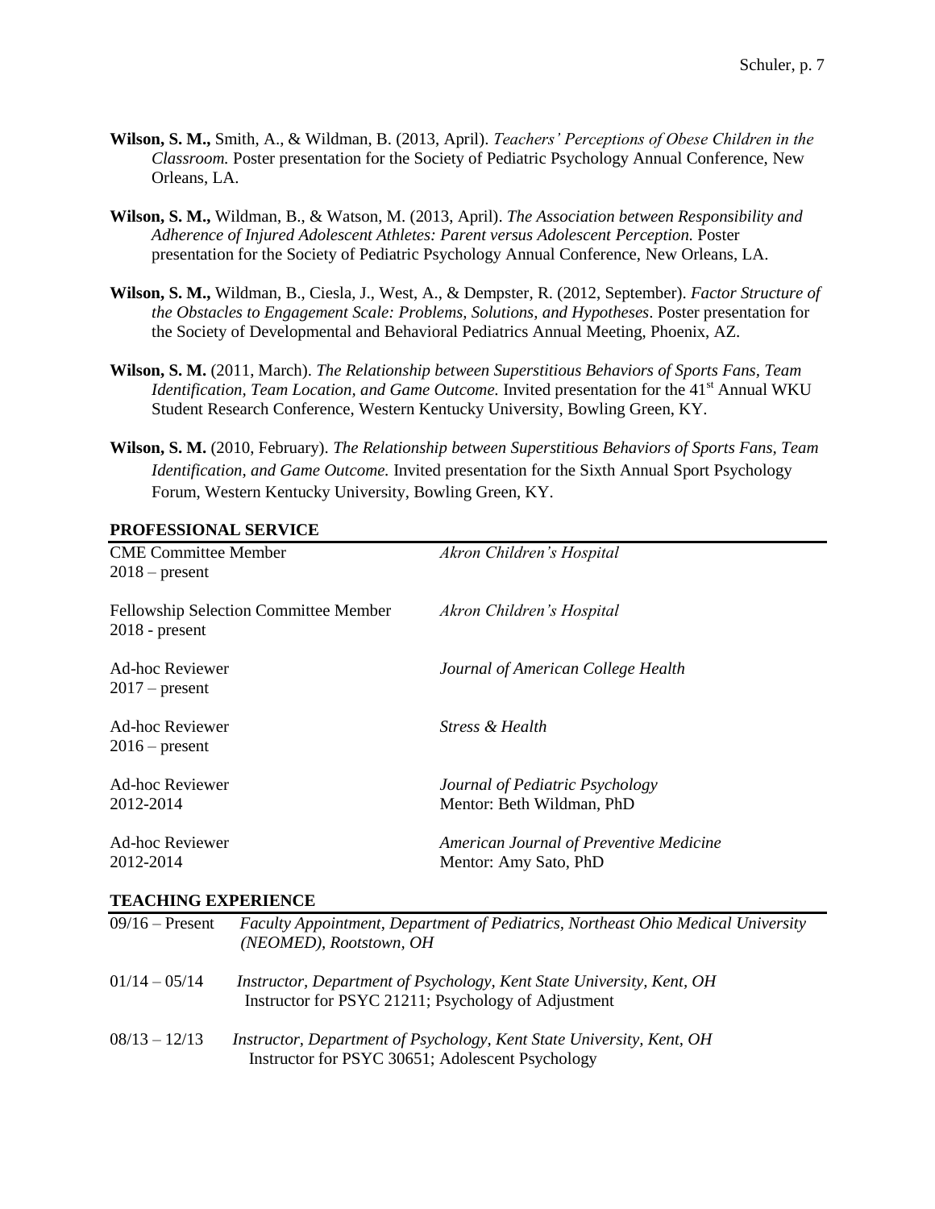**Wilson, S. M.,** Smith, A., & Wildman, B. (2013, April). *Teachers' Perceptions of Obese Children in the Classroom.* Poster presentation for the Society of Pediatric Psychology Annual Conference, New Orleans, LA.

**Wilson, S. M.,** Wildman, B., & Watson, M. (2013, April). *The Association between Responsibility and Adherence of Injured Adolescent Athletes: Parent versus Adolescent Perception.* Poster presentation for the Society of Pediatric Psychology Annual Conference, New Orleans, LA.

**Wilson, S. M.,** Wildman, B., Ciesla, J., West, A., & Dempster, R. (2012, September). *Factor Structure of the Obstacles to Engagement Scale: Problems, Solutions, and Hypotheses*. Poster presentation for the Society of Developmental and Behavioral Pediatrics Annual Meeting, Phoenix, AZ.

**Wilson, S. M.** (2011, March). *The Relationship between Superstitious Behaviors of Sports Fans, Team Identification, Team Location, and Game Outcome.* Invited presentation for the 41st Annual WKU Student Research Conference, Western Kentucky University, Bowling Green, KY.

**Wilson, S. M.** (2010, February). *The Relationship between Superstitious Behaviors of Sports Fans, Team Identification, and Game Outcome.* Invited presentation for the Sixth Annual Sport Psychology Forum, Western Kentucky University, Bowling Green, KY.

## PROFESSIONAL SERVICE

CME Committee Member — *Akron Children's Hospital*
2018 – present

Fellowship Selection Committee Member — *Akron Children's Hospital*
2018 - present

Ad-hoc Reviewer — *Journal of American College Health*
2017 – present

Ad-hoc Reviewer — *Stress & Health*
2016 – present

Ad-hoc Reviewer — *Journal of Pediatric Psychology*
2012-2014 — Mentor: Beth Wildman, PhD

Ad-hoc Reviewer — *American Journal of Preventive Medicine*
2012-2014 — Mentor: Amy Sato, PhD

## TEACHING EXPERIENCE

09/16 – Present — *Faculty Appointment, Department of Pediatrics, Northeast Ohio Medical University (NEOMED), Rootstown, OH*

01/14 – 05/14 — *Instructor, Department of Psychology, Kent State University, Kent, OH*
Instructor for PSYC 21211; Psychology of Adjustment

08/13 – 12/13 — *Instructor, Department of Psychology, Kent State University, Kent, OH*
Instructor for PSYC 30651; Adolescent Psychology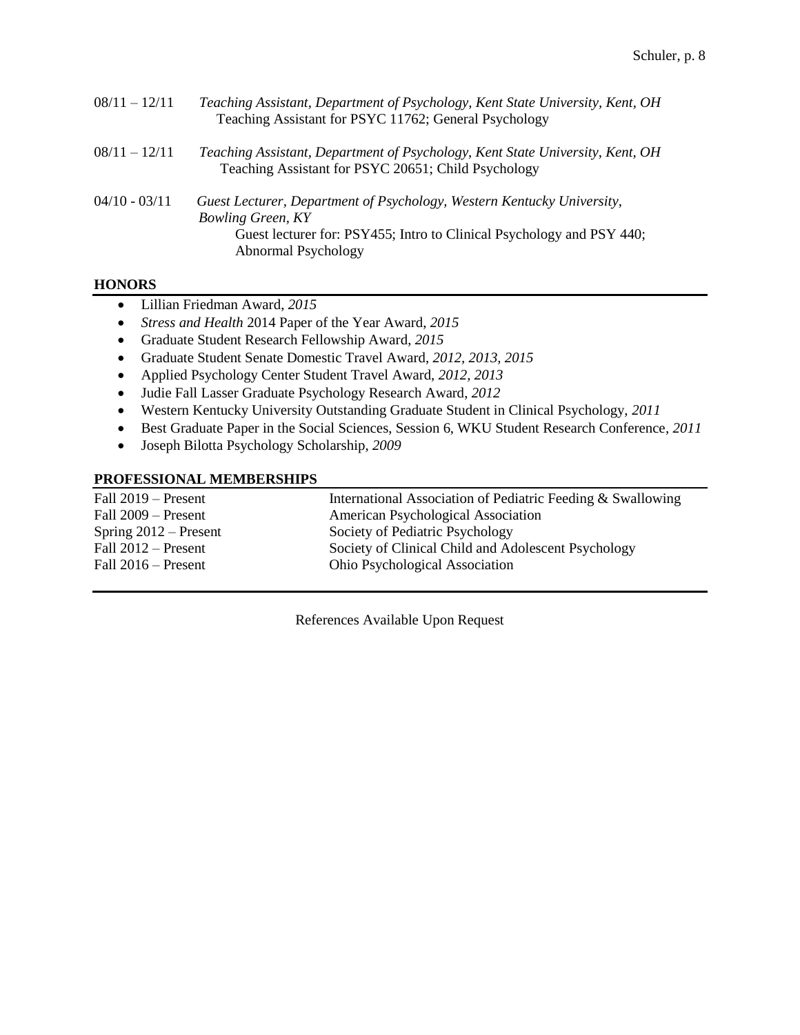08/11 – 12/11 *Teaching Assistant, Department of Psychology, Kent State University, Kent, OH*
Teaching Assistant for PSYC 11762; General Psychology

08/11 – 12/11 *Teaching Assistant, Department of Psychology, Kent State University, Kent, OH*
Teaching Assistant for PSYC 20651; Child Psychology

04/10 - 03/11 *Guest Lecturer, Department of Psychology, Western Kentucky University, Bowling Green, KY*
Guest lecturer for: PSY455; Intro to Clinical Psychology and PSY 440; Abnormal Psychology

**HONORS**

- Lillian Friedman Award, *2015*
- *Stress and Health* 2014 Paper of the Year Award, *2015*
- Graduate Student Research Fellowship Award, *2015*
- Graduate Student Senate Domestic Travel Award, *2012, 2013, 2015*
- Applied Psychology Center Student Travel Award, *2012, 2013*
- Judie Fall Lasser Graduate Psychology Research Award, *2012*
- Western Kentucky University Outstanding Graduate Student in Clinical Psychology, *2011*
- Best Graduate Paper in the Social Sciences, Session 6, WKU Student Research Conference, *2011*
- Joseph Bilotta Psychology Scholarship, *2009*

**PROFESSIONAL MEMBERSHIPS**

| | |
|---|---|
| Fall 2019 – Present | International Association of Pediatric Feeding & Swallowing |
| Fall 2009 – Present | American Psychological Association |
| Spring 2012 – Present | Society of Pediatric Psychology |
| Fall 2012 – Present | Society of Clinical Child and Adolescent Psychology |
| Fall 2016 – Present | Ohio Psychological Association |

References Available Upon Request